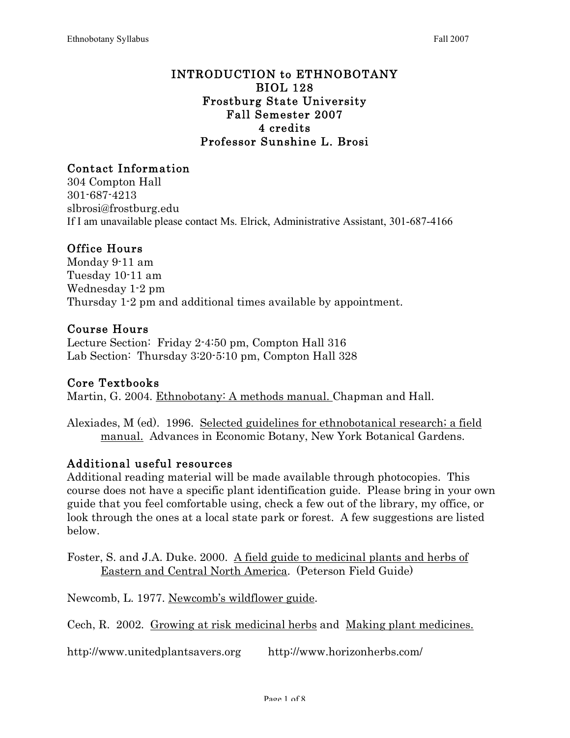# INTRODUCTION to ETHNOBOTANY
# BIOL 128
# Frostburg State University
# Fall Semester 2007
# 4 credits
# Professor Sunshine L. Brosi

## Contact Information

304 Compton Hall
301-687-4213
slbrosi@frostburg.edu
If I am unavailable please contact Ms. Elrick, Administrative Assistant, 301-687-4166

## Office Hours

Monday 9-11 am
Tuesday 10-11 am
Wednesday 1-2 pm
Thursday 1-2 pm and additional times available by appointment.

## Course Hours

Lecture Section: Friday 2-4:50 pm, Compton Hall 316
Lab Section: Thursday 3:20-5:10 pm, Compton Hall 328

## Core Textbooks

Martin, G. 2004. Ethnobotany: A methods manual. Chapman and Hall.

Alexiades, M (ed). 1996. Selected guidelines for ethnobotanical research; a field manual. Advances in Economic Botany, New York Botanical Gardens.

## Additional useful resources

Additional reading material will be made available through photocopies. This course does not have a specific plant identification guide. Please bring in your own guide that you feel comfortable using, check a few out of the library, my office, or look through the ones at a local state park or forest. A few suggestions are listed below.

Foster, S. and J.A. Duke. 2000. A field guide to medicinal plants and herbs of Eastern and Central North America. (Peterson Field Guide)

Newcomb, L. 1977. Newcomb's wildflower guide.

Cech, R. 2002. Growing at risk medicinal herbs and Making plant medicines.

http://www.unitedplantsavers.org http://www.horizonherbs.com/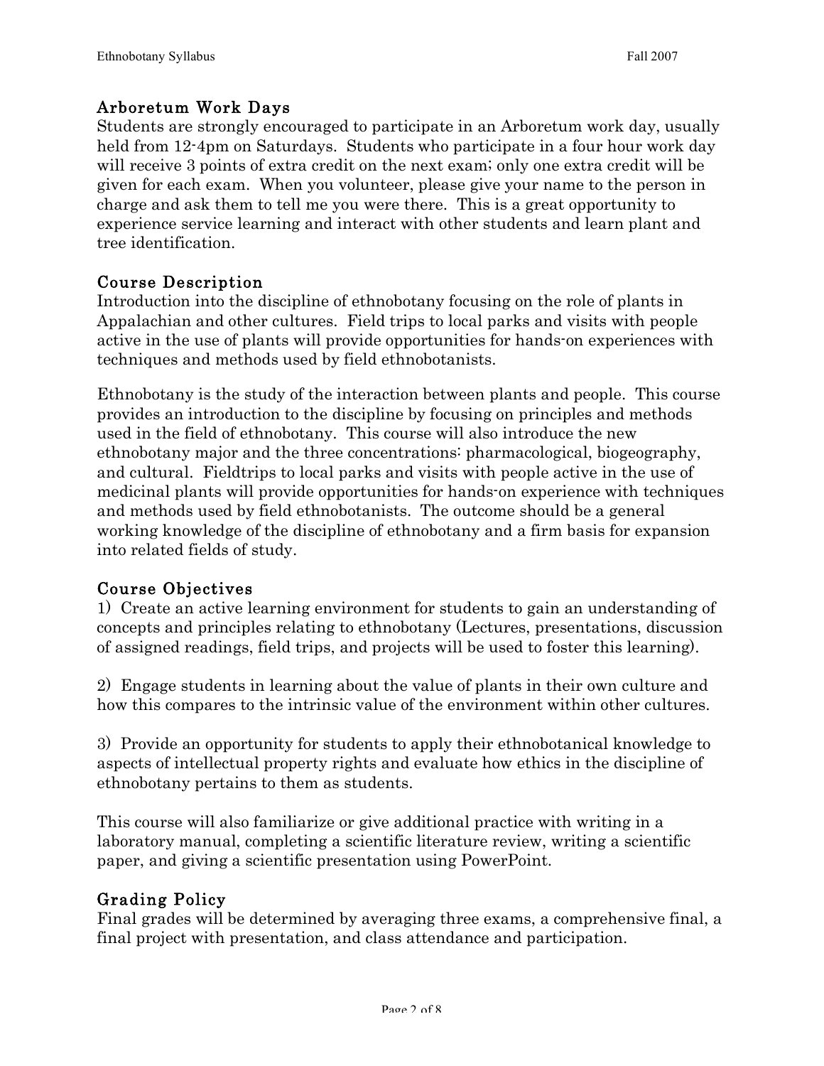## Arboretum Work Days

Students are strongly encouraged to participate in an Arboretum work day, usually held from 12-4pm on Saturdays. Students who participate in a four hour work day will receive 3 points of extra credit on the next exam; only one extra credit will be given for each exam. When you volunteer, please give your name to the person in charge and ask them to tell me you were there. This is a great opportunity to experience service learning and interact with other students and learn plant and tree identification.

## Course Description

Introduction into the discipline of ethnobotany focusing on the role of plants in Appalachian and other cultures. Field trips to local parks and visits with people active in the use of plants will provide opportunities for hands-on experiences with techniques and methods used by field ethnobotanists.

Ethnobotany is the study of the interaction between plants and people. This course provides an introduction to the discipline by focusing on principles and methods used in the field of ethnobotany. This course will also introduce the new ethnobotany major and the three concentrations: pharmacological, biogeography, and cultural. Fieldtrips to local parks and visits with people active in the use of medicinal plants will provide opportunities for hands-on experience with techniques and methods used by field ethnobotanists. The outcome should be a general working knowledge of the discipline of ethnobotany and a firm basis for expansion into related fields of study.

## Course Objectives

1) Create an active learning environment for students to gain an understanding of concepts and principles relating to ethnobotany (Lectures, presentations, discussion of assigned readings, field trips, and projects will be used to foster this learning).

2) Engage students in learning about the value of plants in their own culture and how this compares to the intrinsic value of the environment within other cultures.

3) Provide an opportunity for students to apply their ethnobotanical knowledge to aspects of intellectual property rights and evaluate how ethics in the discipline of ethnobotany pertains to them as students.

This course will also familiarize or give additional practice with writing in a laboratory manual, completing a scientific literature review, writing a scientific paper, and giving a scientific presentation using PowerPoint.

## Grading Policy

Final grades will be determined by averaging three exams, a comprehensive final, a final project with presentation, and class attendance and participation.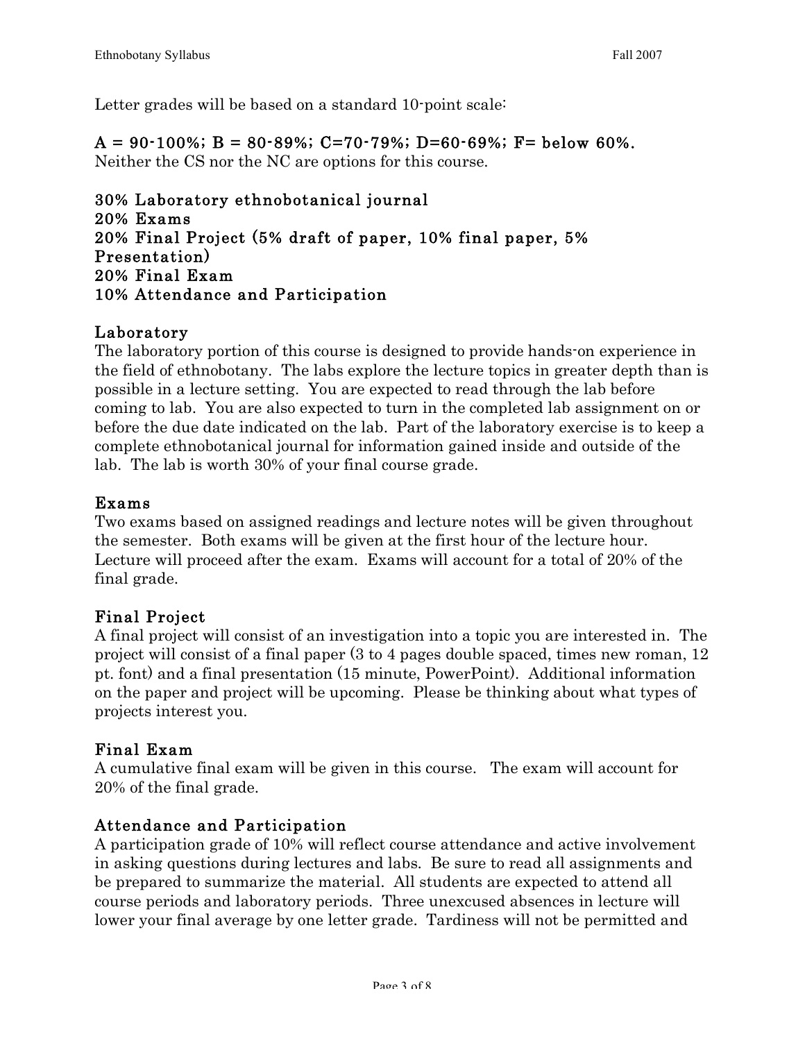Letter grades will be based on a standard 10-point scale:

**A = 90-100%; B = 80-89%; C=70-79%; D=60-69%; F= below 60%.**
Neither the CS nor the NC are options for this course.

**30% Laboratory ethnobotanical journal**
**20% Exams**
**20% Final Project (5% draft of paper, 10% final paper, 5% Presentation)**
**20% Final Exam**
**10% Attendance and Participation**

## Laboratory

The laboratory portion of this course is designed to provide hands-on experience in the field of ethnobotany. The labs explore the lecture topics in greater depth than is possible in a lecture setting. You are expected to read through the lab before coming to lab. You are also expected to turn in the completed lab assignment on or before the due date indicated on the lab. Part of the laboratory exercise is to keep a complete ethnobotanical journal for information gained inside and outside of the lab. The lab is worth 30% of your final course grade.

## Exams

Two exams based on assigned readings and lecture notes will be given throughout the semester. Both exams will be given at the first hour of the lecture hour. Lecture will proceed after the exam. Exams will account for a total of 20% of the final grade.

## Final Project

A final project will consist of an investigation into a topic you are interested in. The project will consist of a final paper (3 to 4 pages double spaced, times new roman, 12 pt. font) and a final presentation (15 minute, PowerPoint). Additional information on the paper and project will be upcoming. Please be thinking about what types of projects interest you.

## Final Exam

A cumulative final exam will be given in this course. The exam will account for 20% of the final grade.

## Attendance and Participation

A participation grade of 10% will reflect course attendance and active involvement in asking questions during lectures and labs. Be sure to read all assignments and be prepared to summarize the material. All students are expected to attend all course periods and laboratory periods. Three unexcused absences in lecture will lower your final average by one letter grade. Tardiness will not be permitted and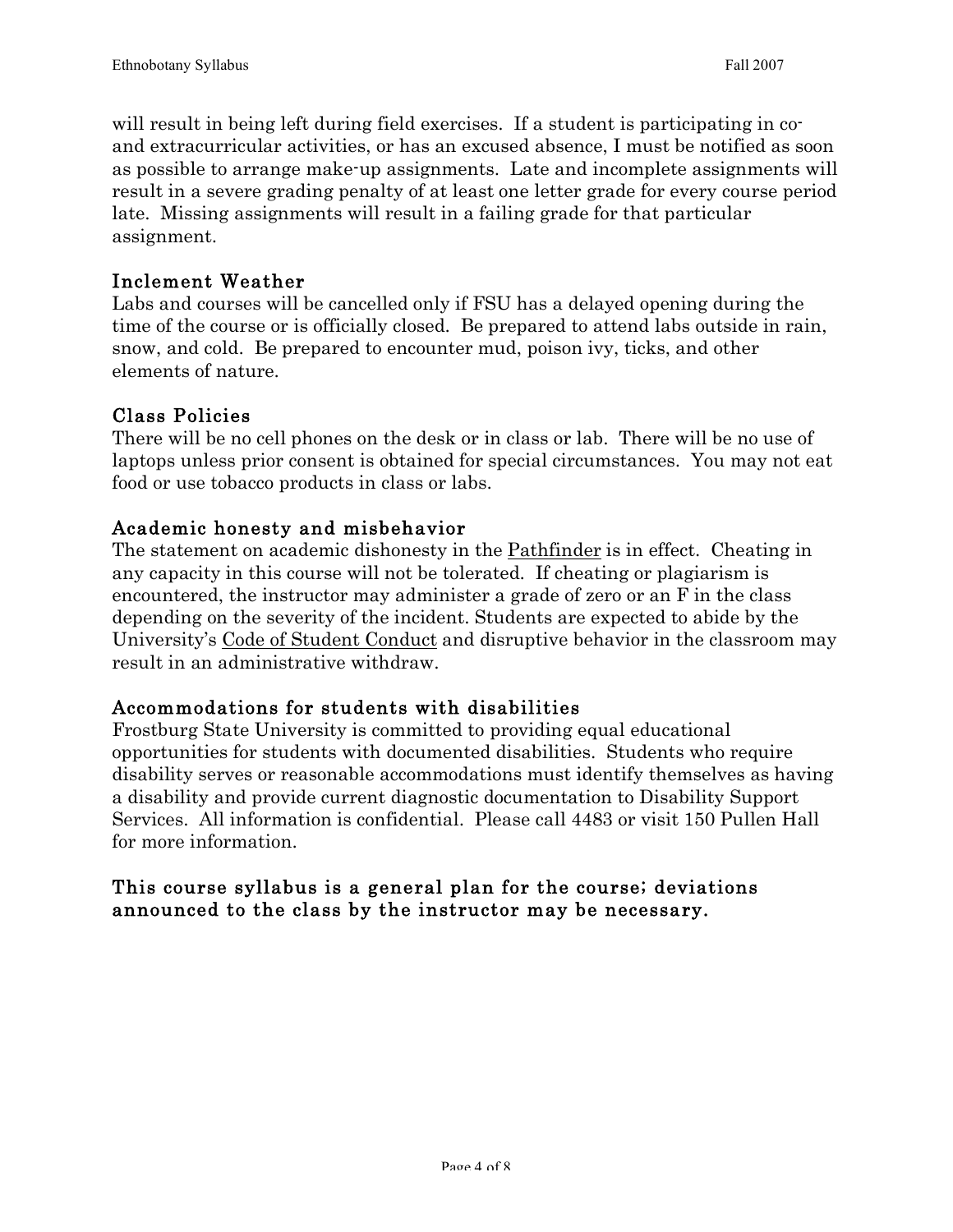will result in being left during field exercises. If a student is participating in co- and extracurricular activities, or has an excused absence, I must be notified as soon as possible to arrange make-up assignments. Late and incomplete assignments will result in a severe grading penalty of at least one letter grade for every course period late. Missing assignments will result in a failing grade for that particular assignment.

## Inclement Weather

Labs and courses will be cancelled only if FSU has a delayed opening during the time of the course or is officially closed. Be prepared to attend labs outside in rain, snow, and cold. Be prepared to encounter mud, poison ivy, ticks, and other elements of nature.

## Class Policies

There will be no cell phones on the desk or in class or lab. There will be no use of laptops unless prior consent is obtained for special circumstances. You may not eat food or use tobacco products in class or labs.

## Academic honesty and misbehavior

The statement on academic dishonesty in the Pathfinder is in effect. Cheating in any capacity in this course will not be tolerated. If cheating or plagiarism is encountered, the instructor may administer a grade of zero or an F in the class depending on the severity of the incident. Students are expected to abide by the University's Code of Student Conduct and disruptive behavior in the classroom may result in an administrative withdraw.

## Accommodations for students with disabilities

Frostburg State University is committed to providing equal educational opportunities for students with documented disabilities. Students who require disability serves or reasonable accommodations must identify themselves as having a disability and provide current diagnostic documentation to Disability Support Services. All information is confidential. Please call 4483 or visit 150 Pullen Hall for more information.

**This course syllabus is a general plan for the course; deviations announced to the class by the instructor may be necessary.**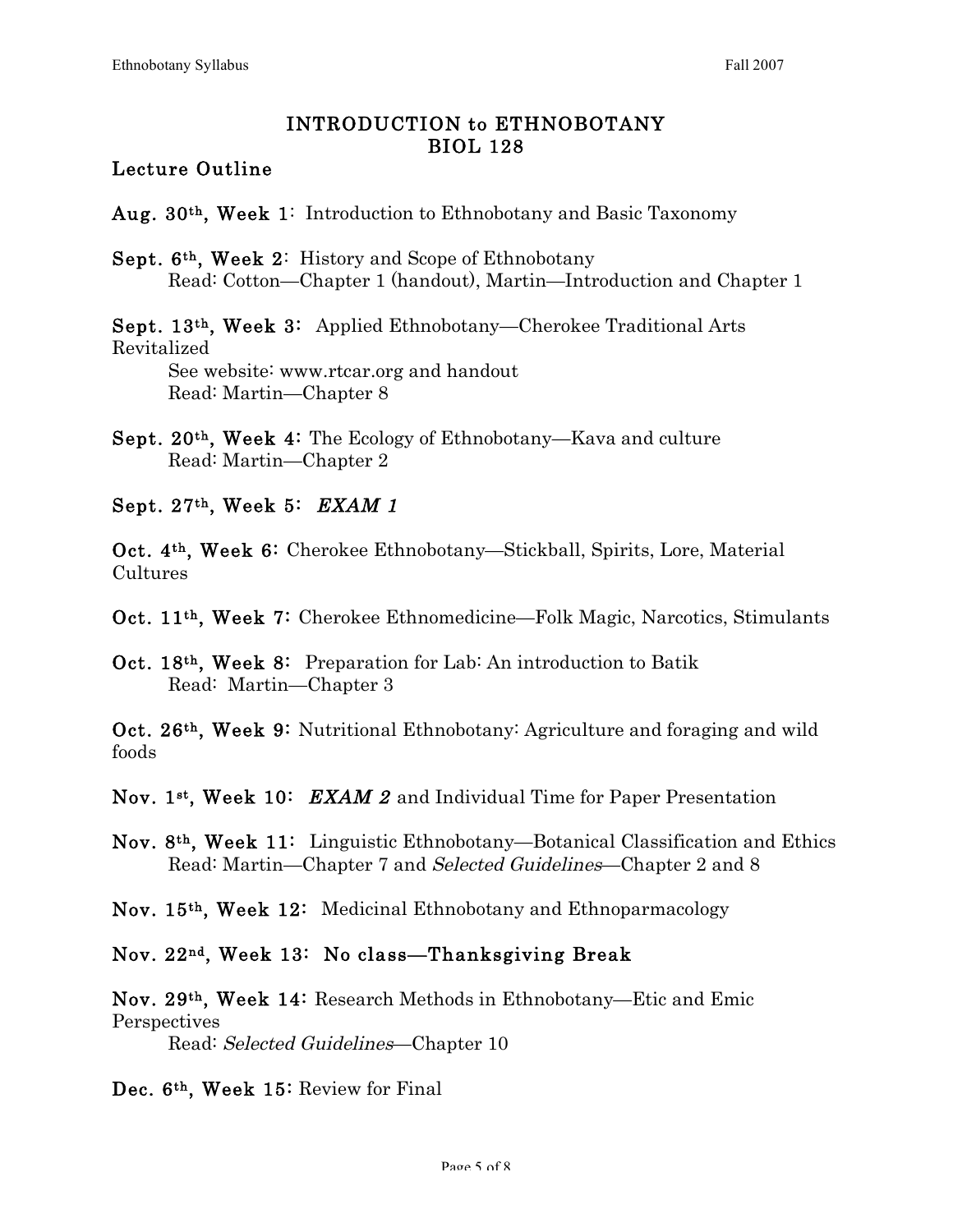# INTRODUCTION to ETHNOBOTANY
# BIOL 128

## Lecture Outline

**Aug. 30th, Week 1**: Introduction to Ethnobotany and Basic Taxonomy

**Sept. 6th, Week 2**: History and Scope of Ethnobotany
Read: Cotton—Chapter 1 (handout), Martin—Introduction and Chapter 1

**Sept. 13th, Week 3**: Applied Ethnobotany—Cherokee Traditional Arts Revitalized
See website: www.rtcar.org and handout
Read: Martin—Chapter 8

**Sept. 20th, Week 4:** The Ecology of Ethnobotany—Kava and culture
Read: Martin—Chapter 2

**Sept. 27th, Week 5: *EXAM 1***

**Oct. 4th, Week 6:** Cherokee Ethnobotany—Stickball, Spirits, Lore, Material Cultures

**Oct. 11th, Week 7:** Cherokee Ethnomedicine—Folk Magic, Narcotics, Stimulants

**Oct. 18th, Week 8:** Preparation for Lab: An introduction to Batik
Read: Martin—Chapter 3

**Oct. 26th, Week 9:** Nutritional Ethnobotany: Agriculture and foraging and wild foods

**Nov. 1st, Week 10:** ***EXAM 2*** and Individual Time for Paper Presentation

**Nov. 8th, Week 11:** Linguistic Ethnobotany—Botanical Classification and Ethics
Read: Martin—Chapter 7 and *Selected Guidelines*—Chapter 2 and 8

**Nov. 15th, Week 12:** Medicinal Ethnobotany and Ethnoparmacology

**Nov. 22nd, Week 13: No class—Thanksgiving Break**

**Nov. 29th, Week 14:** Research Methods in Ethnobotany—Etic and Emic Perspectives
Read: *Selected Guidelines*—Chapter 10

**Dec. 6th, Week 15:** Review for Final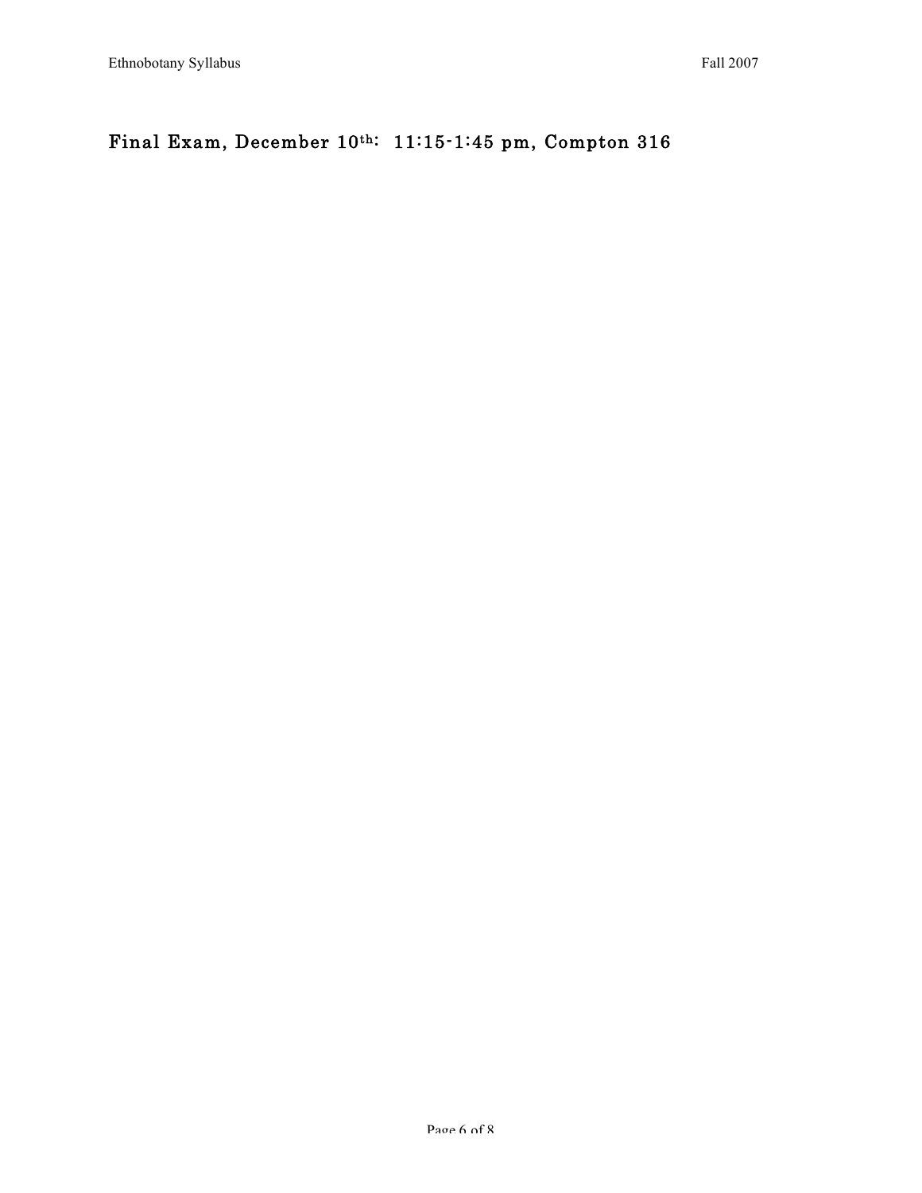Final Exam, December 10th: 11:15-1:45 pm, Compton 316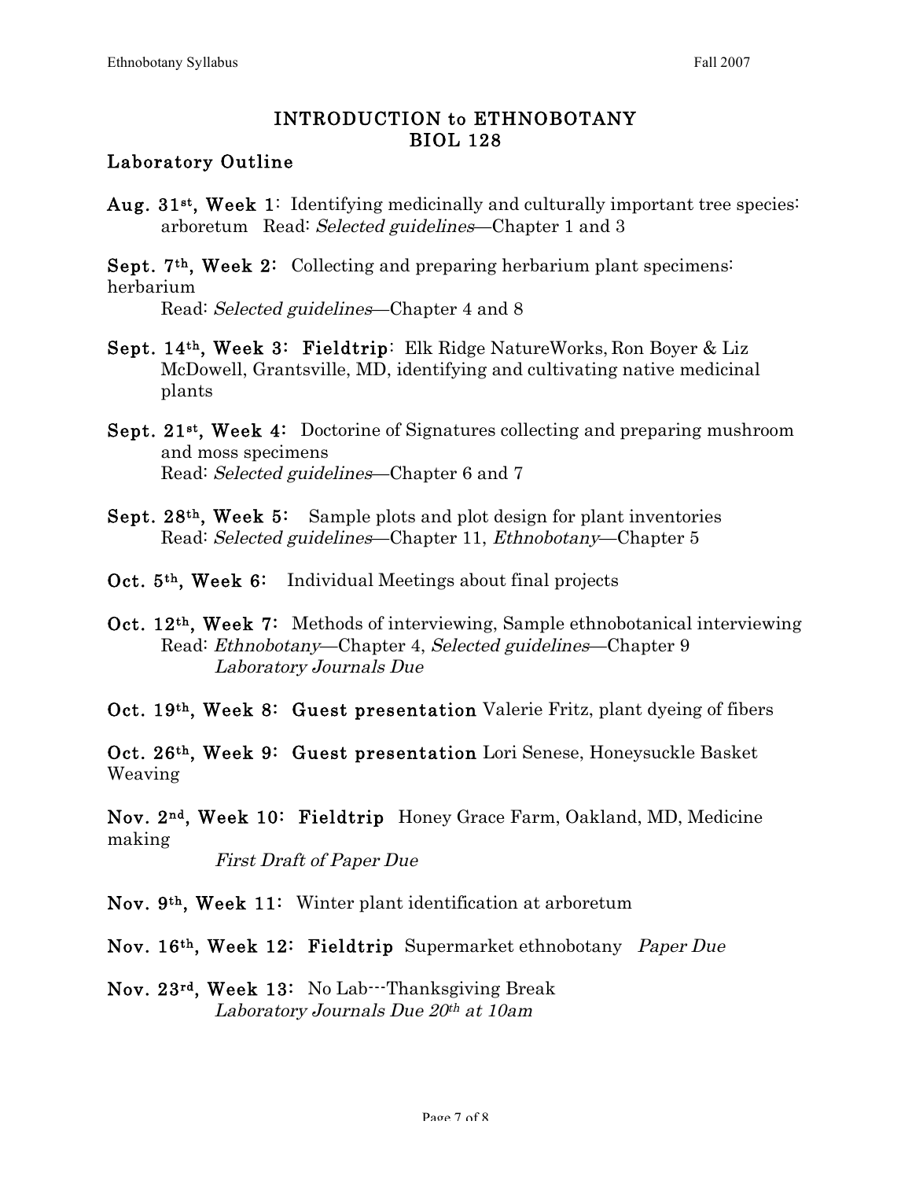# INTRODUCTION to ETHNOBOTANY
# BIOL 128

## Laboratory Outline

**Aug. 31st, Week 1**: Identifying medicinally and culturally important tree species: arboretum Read: *Selected guidelines*—Chapter 1 and 3

**Sept. 7th, Week 2**: Collecting and preparing herbarium plant specimens: herbarium
Read: *Selected guidelines*—Chapter 4 and 8

**Sept. 14th, Week 3**: **Fieldtrip**: Elk Ridge NatureWorks, Ron Boyer & Liz McDowell, Grantsville, MD, identifying and cultivating native medicinal plants

**Sept. 21st, Week 4**: Doctorine of Signatures collecting and preparing mushroom and moss specimens
Read: *Selected guidelines*—Chapter 6 and 7

**Sept. 28th, Week 5**: Sample plots and plot design for plant inventories
Read: *Selected guidelines*—Chapter 11, *Ethnobotany*—Chapter 5

**Oct. 5th, Week 6**: Individual Meetings about final projects

**Oct. 12th, Week 7**: Methods of interviewing, Sample ethnobotanical interviewing
Read: *Ethnobotany*—Chapter 4, *Selected guidelines*—Chapter 9
*Laboratory Journals Due*

**Oct. 19th, Week 8**: **Guest presentation** Valerie Fritz, plant dyeing of fibers

**Oct. 26th, Week 9**: **Guest presentation** Lori Senese, Honeysuckle Basket Weaving

**Nov. 2nd, Week 10**: **Fieldtrip** Honey Grace Farm, Oakland, MD, Medicine making
*First Draft of Paper Due*

**Nov. 9th, Week 11**: Winter plant identification at arboretum

**Nov. 16th, Week 12**: **Fieldtrip** Supermarket ethnobotany *Paper Due*

**Nov. 23rd, Week 13**: No Lab---Thanksgiving Break
*Laboratory Journals Due 20th at 10am*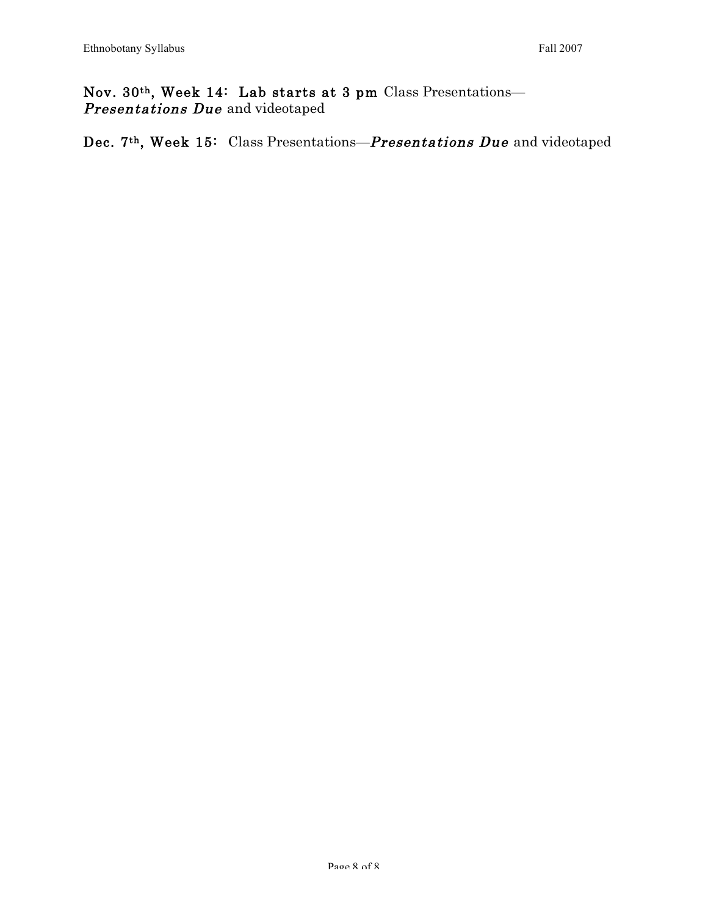**Nov. 30th, Week 14: Lab starts at 3 pm** Class Presentations—*Presentations Due* and videotaped

**Dec. 7th, Week 15:** Class Presentations—*Presentations Due* and videotaped